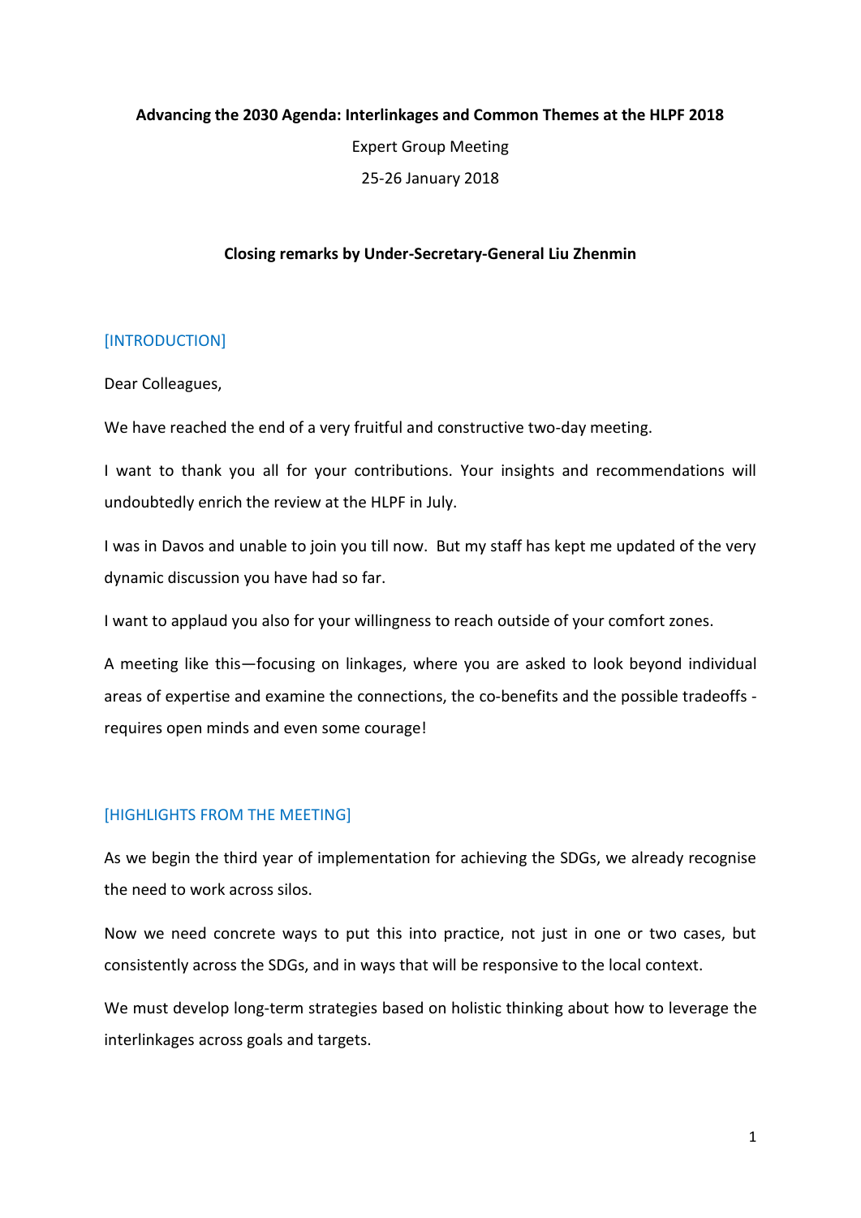**Advancing the 2030 Agenda: Interlinkages and Common Themes at the HLPF 2018**

Expert Group Meeting

25-26 January 2018

**Closing remarks by Under-Secretary-General Liu Zhenmin**

## [INTRODUCTION]

Dear Colleagues,

We have reached the end of a very fruitful and constructive two-day meeting.

I want to thank you all for your contributions. Your insights and recommendations will undoubtedly enrich the review at the HLPF in July.

I was in Davos and unable to join you till now. But my staff has kept me updated of the very dynamic discussion you have had so far.

I want to applaud you also for your willingness to reach outside of your comfort zones.

A meeting like this—focusing on linkages, where you are asked to look beyond individual areas of expertise and examine the connections, the co-benefits and the possible tradeoffs - requires open minds and even some courage!

## [HIGHLIGHTS FROM THE MEETING]

As we begin the third year of implementation for achieving the SDGs, we already recognise the need to work across silos.

Now we need concrete ways to put this into practice, not just in one or two cases, but consistently across the SDGs, and in ways that will be responsive to the local context.

We must develop long-term strategies based on holistic thinking about how to leverage the interlinkages across goals and targets.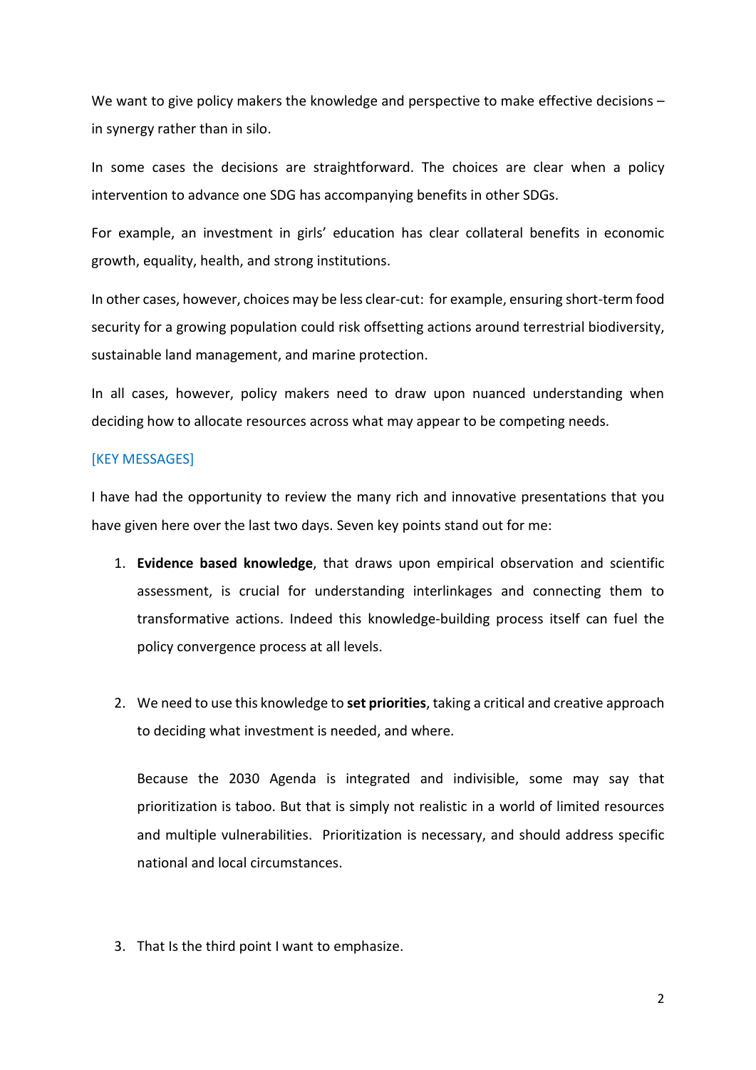We want to give policy makers the knowledge and perspective to make effective decisions – in synergy rather than in silo.

In some cases the decisions are straightforward. The choices are clear when a policy intervention to advance one SDG has accompanying benefits in other SDGs.

For example, an investment in girls' education has clear collateral benefits in economic growth, equality, health, and strong institutions.

In other cases, however, choices may be less clear-cut: for example, ensuring short-term food security for a growing population could risk offsetting actions around terrestrial biodiversity, sustainable land management, and marine protection.

In all cases, however, policy makers need to draw upon nuanced understanding when deciding how to allocate resources across what may appear to be competing needs.

[KEY MESSAGES]

I have had the opportunity to review the many rich and innovative presentations that you have given here over the last two days. Seven key points stand out for me:

1. **Evidence based knowledge**, that draws upon empirical observation and scientific assessment, is crucial for understanding interlinkages and connecting them to transformative actions. Indeed this knowledge-building process itself can fuel the policy convergence process at all levels.

2. We need to use this knowledge to **set priorities**, taking a critical and creative approach to deciding what investment is needed, and where.

   Because the 2030 Agenda is integrated and indivisible, some may say that prioritization is taboo. But that is simply not realistic in a world of limited resources and multiple vulnerabilities. Prioritization is necessary, and should address specific national and local circumstances.

3. That Is the third point I want to emphasize.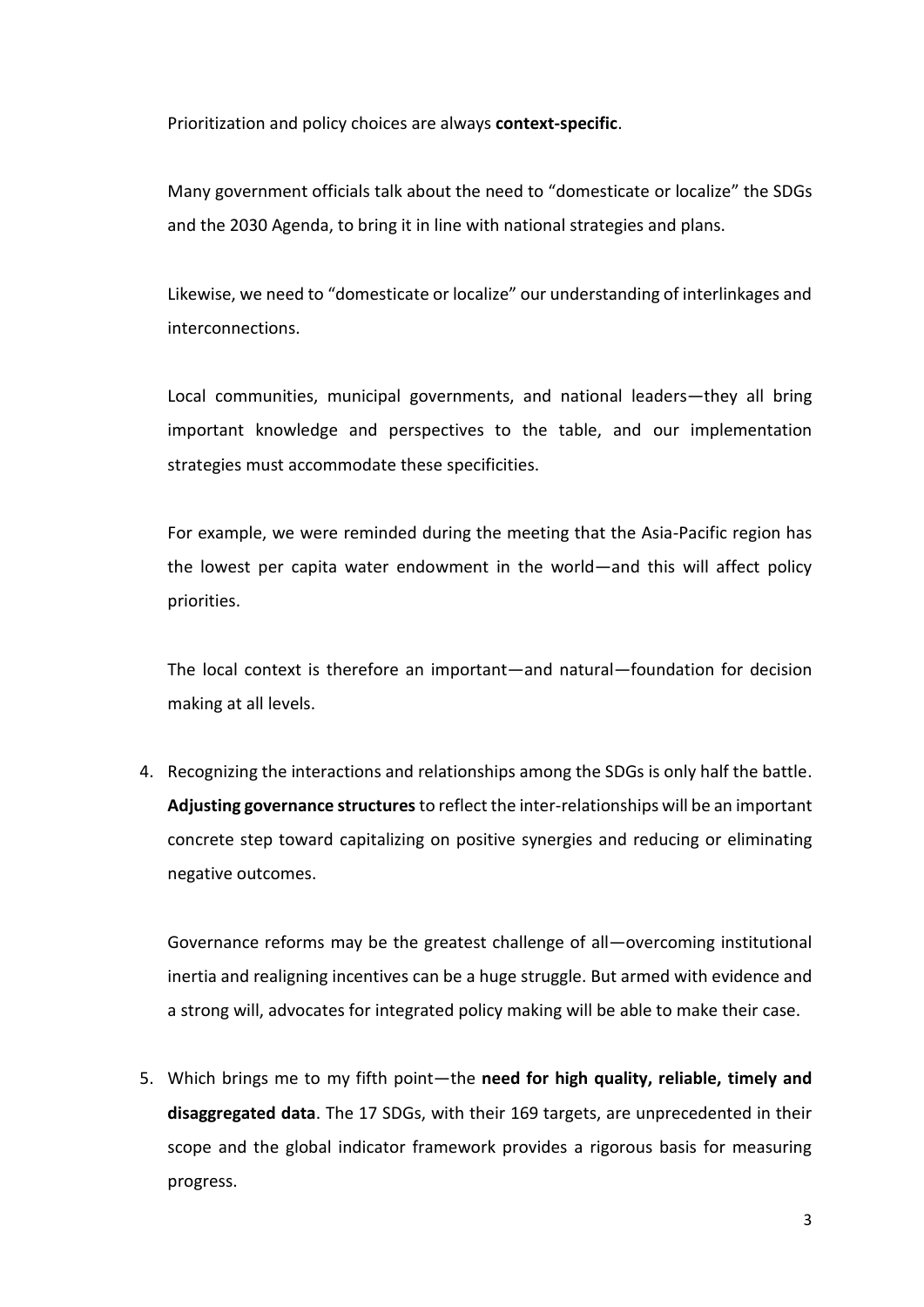Prioritization and policy choices are always **context-specific**.

Many government officials talk about the need to "domesticate or localize" the SDGs and the 2030 Agenda, to bring it in line with national strategies and plans.

Likewise, we need to "domesticate or localize" our understanding of interlinkages and interconnections.

Local communities, municipal governments, and national leaders—they all bring important knowledge and perspectives to the table, and our implementation strategies must accommodate these specificities.

For example, we were reminded during the meeting that the Asia-Pacific region has the lowest per capita water endowment in the world—and this will affect policy priorities.

The local context is therefore an important—and natural—foundation for decision making at all levels.

4. Recognizing the interactions and relationships among the SDGs is only half the battle. **Adjusting governance structures** to reflect the inter-relationships will be an important concrete step toward capitalizing on positive synergies and reducing or eliminating negative outcomes.

   Governance reforms may be the greatest challenge of all—overcoming institutional inertia and realigning incentives can be a huge struggle. But armed with evidence and a strong will, advocates for integrated policy making will be able to make their case.

5. Which brings me to my fifth point—the **need for high quality, reliable, timely and disaggregated data**. The 17 SDGs, with their 169 targets, are unprecedented in their scope and the global indicator framework provides a rigorous basis for measuring progress.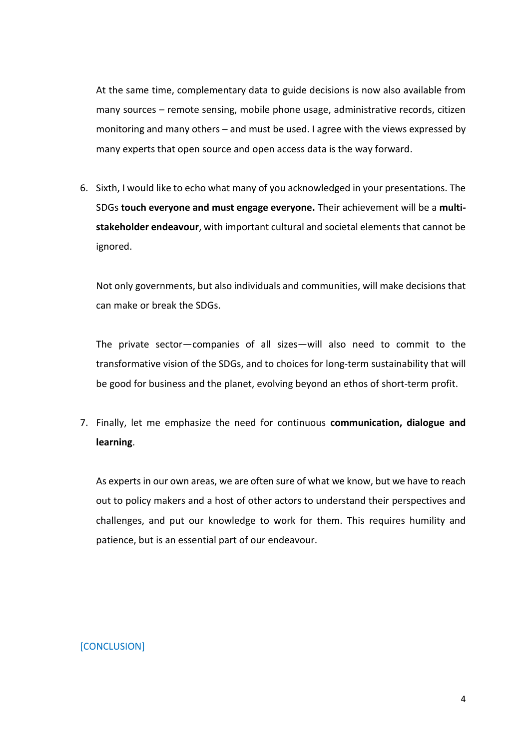At the same time, complementary data to guide decisions is now also available from many sources – remote sensing, mobile phone usage, administrative records, citizen monitoring and many others – and must be used. I agree with the views expressed by many experts that open source and open access data is the way forward.

6. Sixth, I would like to echo what many of you acknowledged in your presentations. The SDGs **touch everyone and must engage everyone.** Their achievement will be a **multi-stakeholder endeavour**, with important cultural and societal elements that cannot be ignored.

   Not only governments, but also individuals and communities, will make decisions that can make or break the SDGs.

   The private sector—companies of all sizes—will also need to commit to the transformative vision of the SDGs, and to choices for long-term sustainability that will be good for business and the planet, evolving beyond an ethos of short-term profit.

7. Finally, let me emphasize the need for continuous **communication, dialogue and learning**.

   As experts in our own areas, we are often sure of what we know, but we have to reach out to policy makers and a host of other actors to understand their perspectives and challenges, and put our knowledge to work for them. This requires humility and patience, but is an essential part of our endeavour.

[CONCLUSION]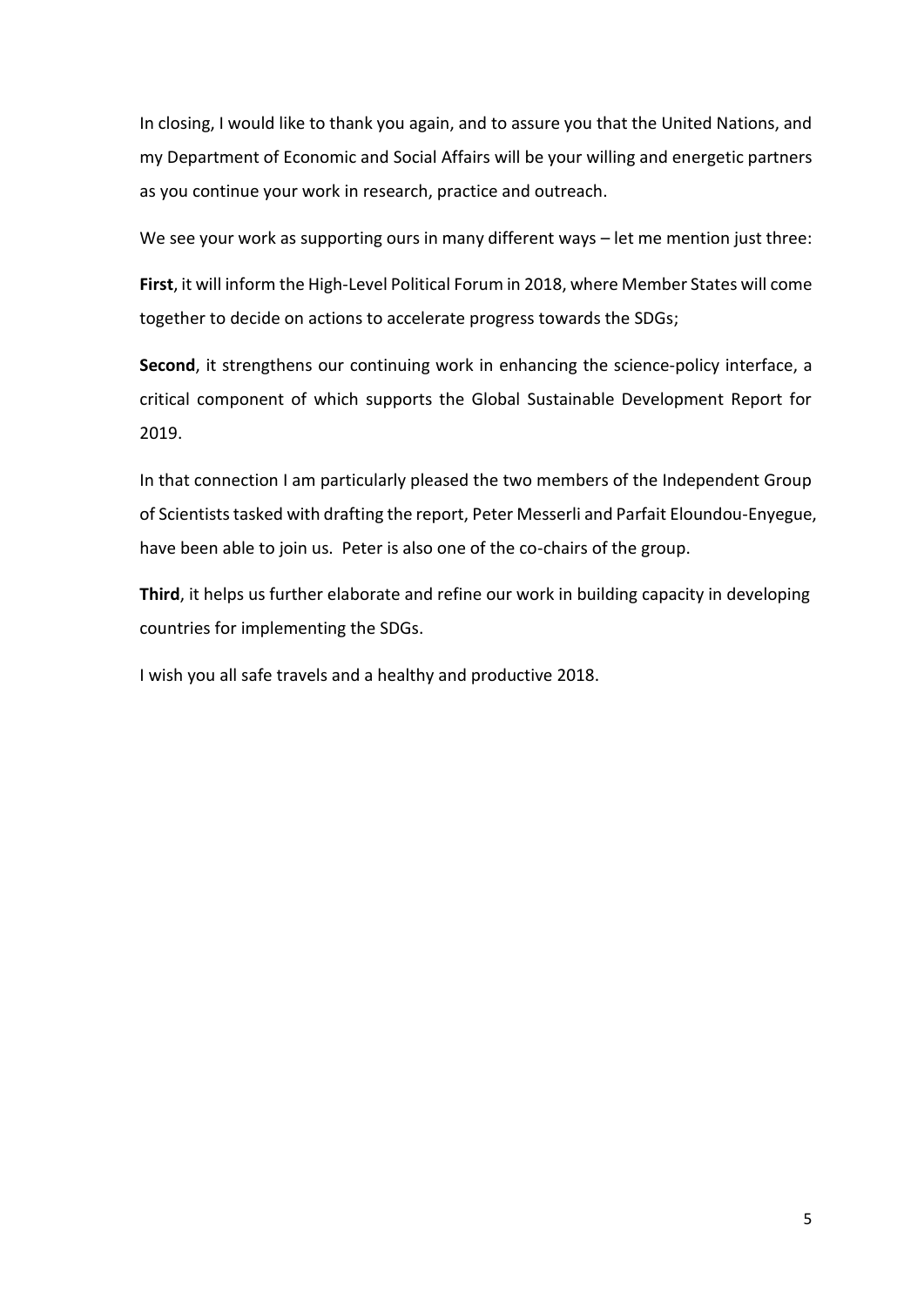In closing, I would like to thank you again, and to assure you that the United Nations, and my Department of Economic and Social Affairs will be your willing and energetic partners as you continue your work in research, practice and outreach.

We see your work as supporting ours in many different ways – let me mention just three:

**First**, it will inform the High-Level Political Forum in 2018, where Member States will come together to decide on actions to accelerate progress towards the SDGs;

**Second**, it strengthens our continuing work in enhancing the science-policy interface, a critical component of which supports the Global Sustainable Development Report for 2019.

In that connection I am particularly pleased the two members of the Independent Group of Scientists tasked with drafting the report, Peter Messerli and Parfait Eloundou-Enyegue, have been able to join us. Peter is also one of the co-chairs of the group.

**Third**, it helps us further elaborate and refine our work in building capacity in developing countries for implementing the SDGs.

I wish you all safe travels and a healthy and productive 2018.